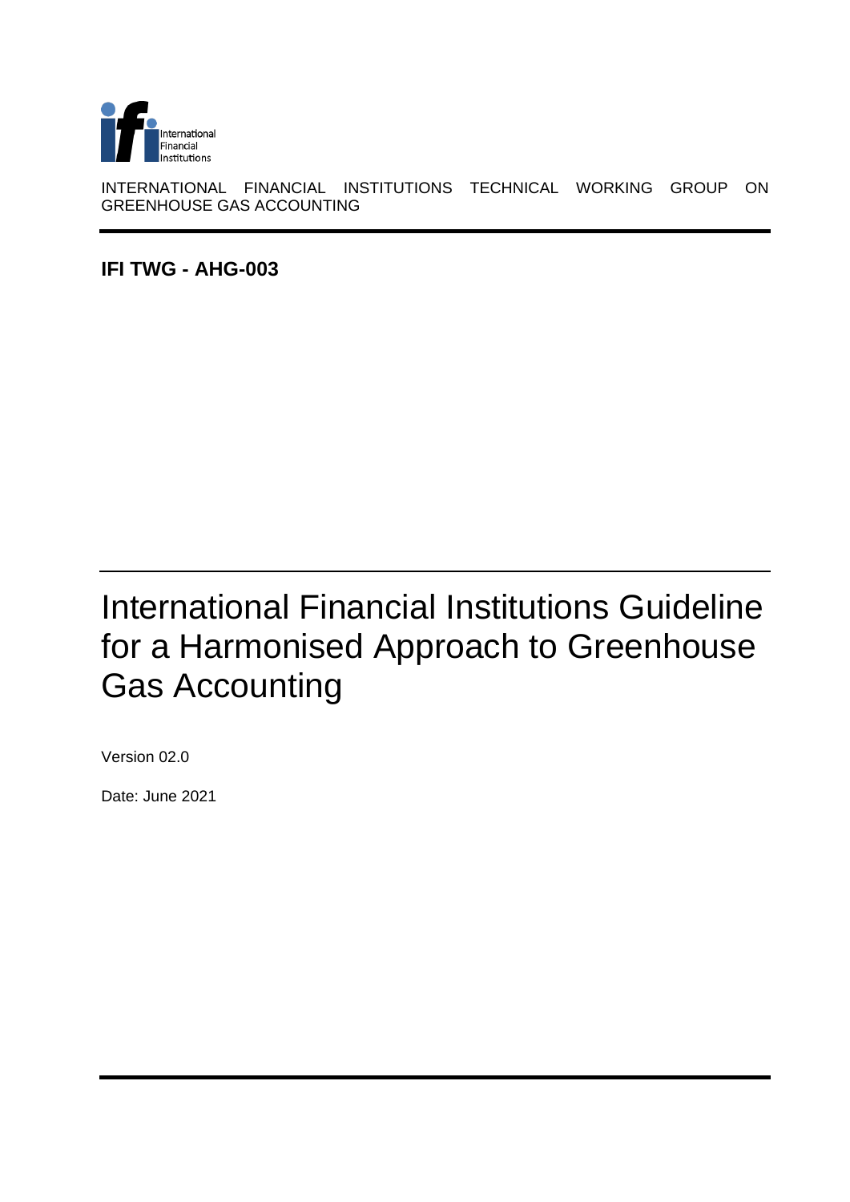International Financial Institutions

INTERNATIONAL FINANCIAL INSTITUTIONS TECHNICAL WORKING GROUP ON GREENHOUSE GAS ACCOUNTING

**IFI TWG - AHG-003**

# International Financial Institutions Guideline for a Harmonised Approach to Greenhouse Gas Accounting

Version 02.0

Date: June 2021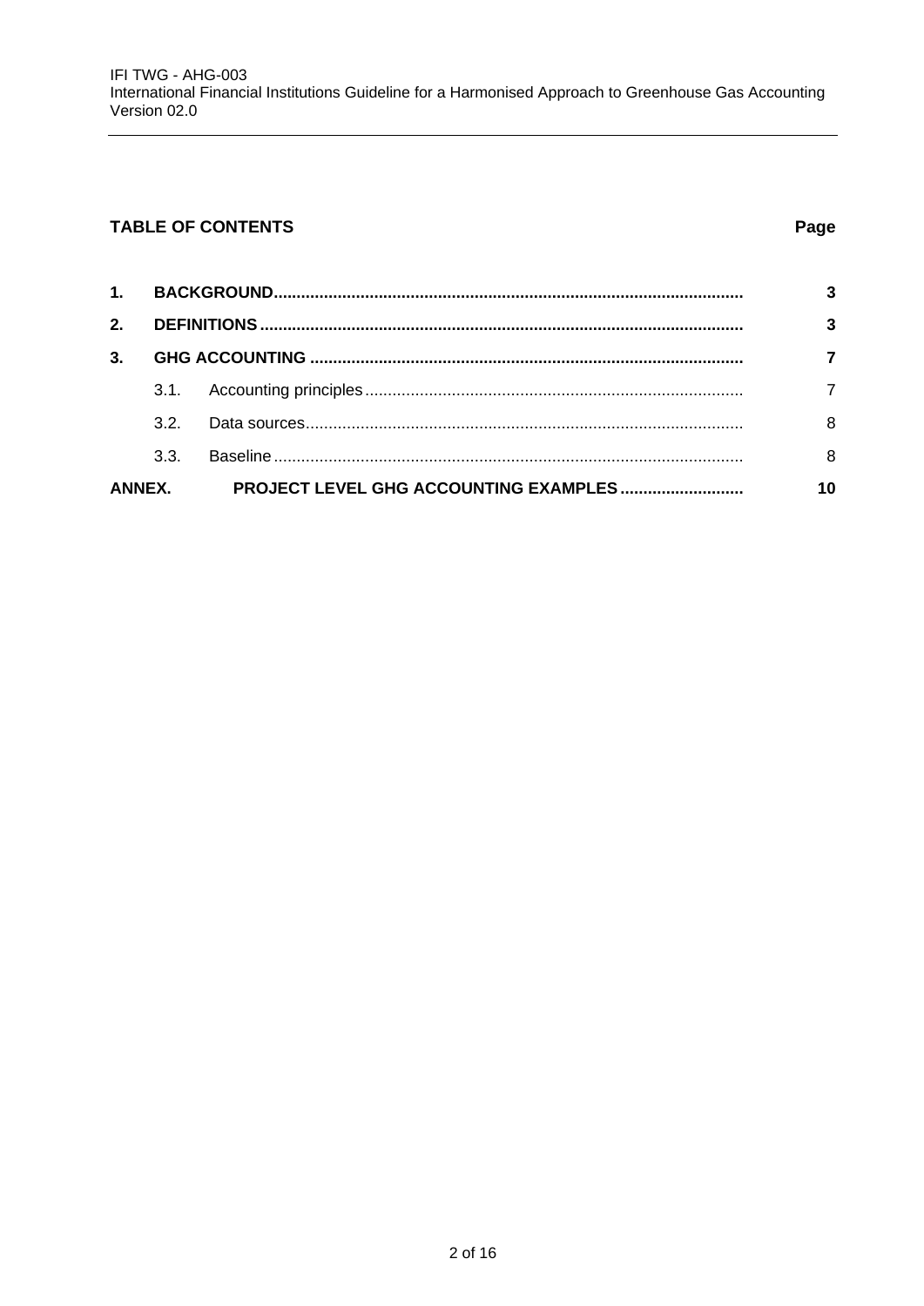**TABLE OF CONTENTS** | **Page**

| | | Page |
|---|---|---|
| **1.** | **BACKGROUND** | **3** |
| **2.** | **DEFINITIONS** | **3** |
| **3.** | **GHG ACCOUNTING** | **7** |
| | 3.1. Accounting principles | 7 |
| | 3.2. Data sources | 8 |
| | 3.3. Baseline | 8 |
| **ANNEX.** | **PROJECT LEVEL GHG ACCOUNTING EXAMPLES** | **10** |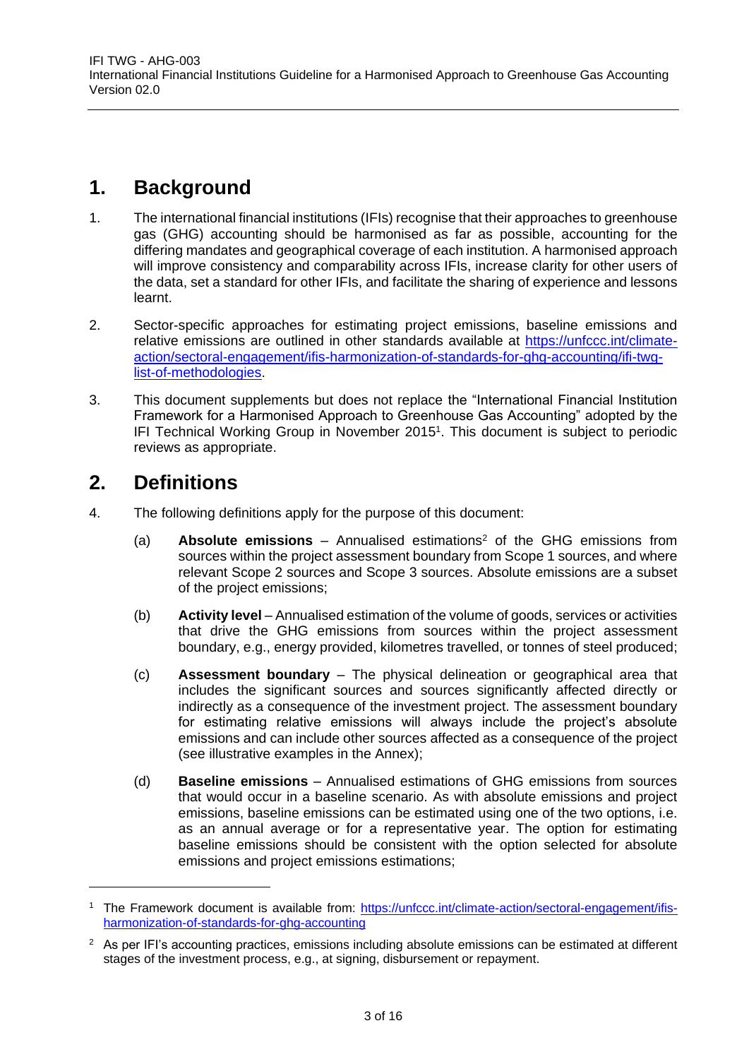# 1. Background

1. The international financial institutions (IFIs) recognise that their approaches to greenhouse gas (GHG) accounting should be harmonised as far as possible, accounting for the differing mandates and geographical coverage of each institution. A harmonised approach will improve consistency and comparability across IFIs, increase clarity for other users of the data, set a standard for other IFIs, and facilitate the sharing of experience and lessons learnt.

2. Sector-specific approaches for estimating project emissions, baseline emissions and relative emissions are outlined in other standards available at https://unfccc.int/climate-action/sectoral-engagement/ifis-harmonization-of-standards-for-ghg-accounting/ifi-twg-list-of-methodologies.

3. This document supplements but does not replace the "International Financial Institution Framework for a Harmonised Approach to Greenhouse Gas Accounting" adopted by the IFI Technical Working Group in November 2015[1]. This document is subject to periodic reviews as appropriate.

# 2. Definitions

4. The following definitions apply for the purpose of this document:

   (a) **Absolute emissions** – Annualised estimations[2] of the GHG emissions from sources within the project assessment boundary from Scope 1 sources, and where relevant Scope 2 sources and Scope 3 sources. Absolute emissions are a subset of the project emissions;

   (b) **Activity level** – Annualised estimation of the volume of goods, services or activities that drive the GHG emissions from sources within the project assessment boundary, e.g., energy provided, kilometres travelled, or tonnes of steel produced;

   (c) **Assessment boundary** – The physical delineation or geographical area that includes the significant sources and sources significantly affected directly or indirectly as a consequence of the investment project. The assessment boundary for estimating relative emissions will always include the project's absolute emissions and can include other sources affected as a consequence of the project (see illustrative examples in the Annex);

   (d) **Baseline emissions** – Annualised estimations of GHG emissions from sources that would occur in a baseline scenario. As with absolute emissions and project emissions, baseline emissions can be estimated using one of the two options, i.e. as an annual average or for a representative year. The option for estimating baseline emissions should be consistent with the option selected for absolute emissions and project emissions estimations;

---

[1] The Framework document is available from: https://unfccc.int/climate-action/sectoral-engagement/ifis-harmonization-of-standards-for-ghg-accounting

[2] As per IFI's accounting practices, emissions including absolute emissions can be estimated at different stages of the investment process, e.g., at signing, disbursement or repayment.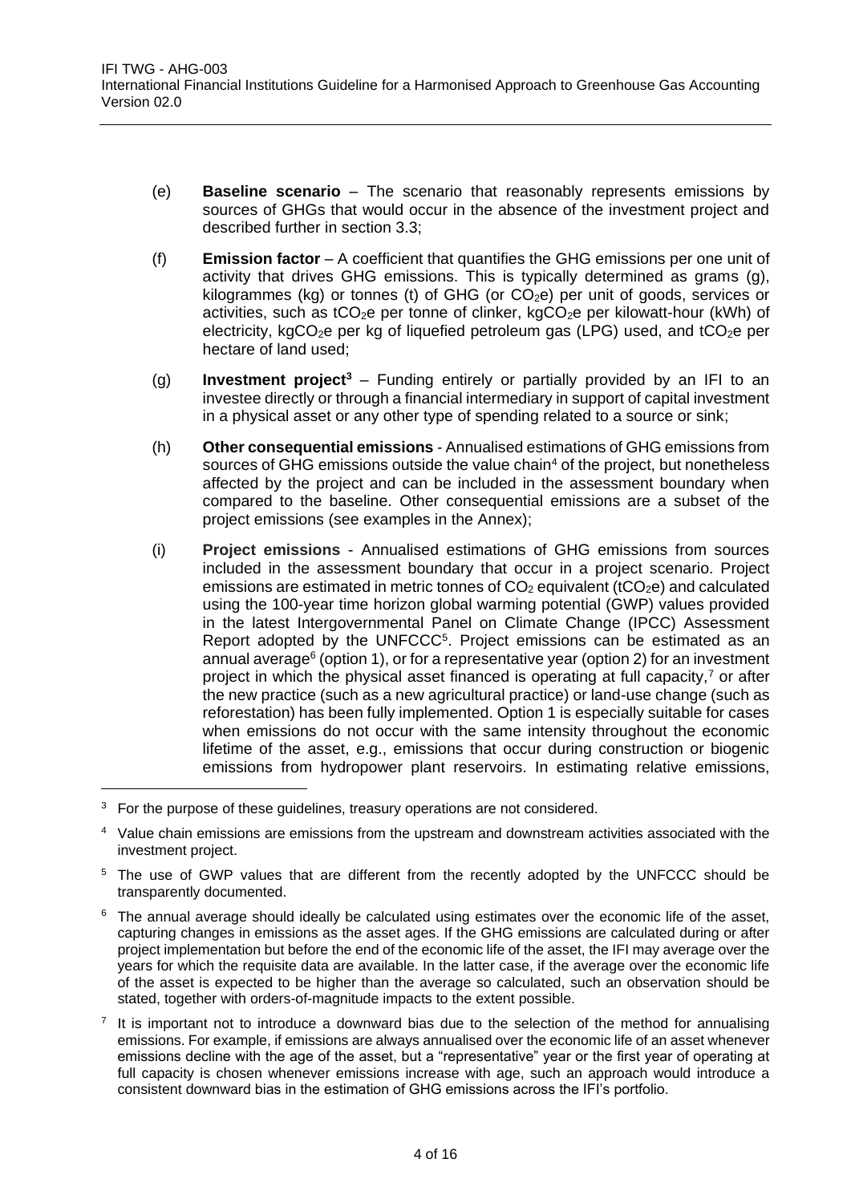(e) **Baseline scenario** – The scenario that reasonably represents emissions by sources of GHGs that would occur in the absence of the investment project and described further in section 3.3;

(f) **Emission factor** – A coefficient that quantifies the GHG emissions per one unit of activity that drives GHG emissions. This is typically determined as grams (g), kilogrammes (kg) or tonnes (t) of GHG (or $CO_2$e) per unit of goods, services or activities, such as t$CO_2$e per tonne of clinker, kg$CO_2$e per kilowatt-hour (kWh) of electricity, kg$CO_2$e per kg of liquefied petroleum gas (LPG) used, and t$CO_2$e per hectare of land used;

(g) **Investment project**[3] – Funding entirely or partially provided by an IFI to an investee directly or through a financial intermediary in support of capital investment in a physical asset or any other type of spending related to a source or sink;

(h) **Other consequential emissions** - Annualised estimations of GHG emissions from sources of GHG emissions outside the value chain[4] of the project, but nonetheless affected by the project and can be included in the assessment boundary when compared to the baseline. Other consequential emissions are a subset of the project emissions (see examples in the Annex);

(i) **Project emissions** - Annualised estimations of GHG emissions from sources included in the assessment boundary that occur in a project scenario. Project emissions are estimated in metric tonnes of $CO_2$ equivalent (t$CO_2$e) and calculated using the 100-year time horizon global warming potential (GWP) values provided in the latest Intergovernmental Panel on Climate Change (IPCC) Assessment Report adopted by the UNFCCC[5]. Project emissions can be estimated as an annual average[6] (option 1), or for a representative year (option 2) for an investment project in which the physical asset financed is operating at full capacity,[7] or after the new practice (such as a new agricultural practice) or land-use change (such as reforestation) has been fully implemented. Option 1 is especially suitable for cases when emissions do not occur with the same intensity throughout the economic lifetime of the asset, e.g., emissions that occur during construction or biogenic emissions from hydropower plant reservoirs. In estimating relative emissions,

---

[3] For the purpose of these guidelines, treasury operations are not considered.

[4] Value chain emissions are emissions from the upstream and downstream activities associated with the investment project.

[5] The use of GWP values that are different from the recently adopted by the UNFCCC should be transparently documented.

[6] The annual average should ideally be calculated using estimates over the economic life of the asset, capturing changes in emissions as the asset ages. If the GHG emissions are calculated during or after project implementation but before the end of the economic life of the asset, the IFI may average over the years for which the requisite data are available. In the latter case, if the average over the economic life of the asset is expected to be higher than the average so calculated, such an observation should be stated, together with orders-of-magnitude impacts to the extent possible.

[7] It is important not to introduce a downward bias due to the selection of the method for annualising emissions. For example, if emissions are always annualised over the economic life of an asset whenever emissions decline with the age of the asset, but a "representative" year or the first year of operating at full capacity is chosen whenever emissions increase with age, such an approach would introduce a consistent downward bias in the estimation of GHG emissions across the IFI's portfolio.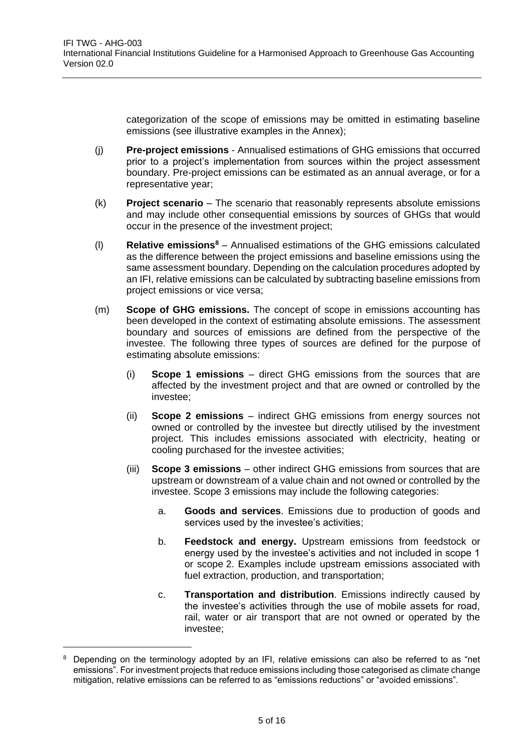categorization of the scope of emissions may be omitted in estimating baseline emissions (see illustrative examples in the Annex);

(j) **Pre-project emissions** - Annualised estimations of GHG emissions that occurred prior to a project's implementation from sources within the project assessment boundary. Pre-project emissions can be estimated as an annual average, or for a representative year;

(k) **Project scenario** – The scenario that reasonably represents absolute emissions and may include other consequential emissions by sources of GHGs that would occur in the presence of the investment project;

(l) **Relative emissions**[8] – Annualised estimations of the GHG emissions calculated as the difference between the project emissions and baseline emissions using the same assessment boundary. Depending on the calculation procedures adopted by an IFI, relative emissions can be calculated by subtracting baseline emissions from project emissions or vice versa;

(m) **Scope of GHG emissions.** The concept of scope in emissions accounting has been developed in the context of estimating absolute emissions. The assessment boundary and sources of emissions are defined from the perspective of the investee. The following three types of sources are defined for the purpose of estimating absolute emissions:

(i) **Scope 1 emissions** – direct GHG emissions from the sources that are affected by the investment project and that are owned or controlled by the investee;

(ii) **Scope 2 emissions** – indirect GHG emissions from energy sources not owned or controlled by the investee but directly utilised by the investment project. This includes emissions associated with electricity, heating or cooling purchased for the investee activities;

(iii) **Scope 3 emissions** – other indirect GHG emissions from sources that are upstream or downstream of a value chain and not owned or controlled by the investee. Scope 3 emissions may include the following categories:

a. **Goods and services**. Emissions due to production of goods and services used by the investee's activities;

b. **Feedstock and energy.** Upstream emissions from feedstock or energy used by the investee's activities and not included in scope 1 or scope 2. Examples include upstream emissions associated with fuel extraction, production, and transportation;

c. **Transportation and distribution**. Emissions indirectly caused by the investee's activities through the use of mobile assets for road, rail, water or air transport that are not owned or operated by the investee;

---

[8] Depending on the terminology adopted by an IFI, relative emissions can also be referred to as "net emissions". For investment projects that reduce emissions including those categorised as climate change mitigation, relative emissions can be referred to as "emissions reductions" or "avoided emissions".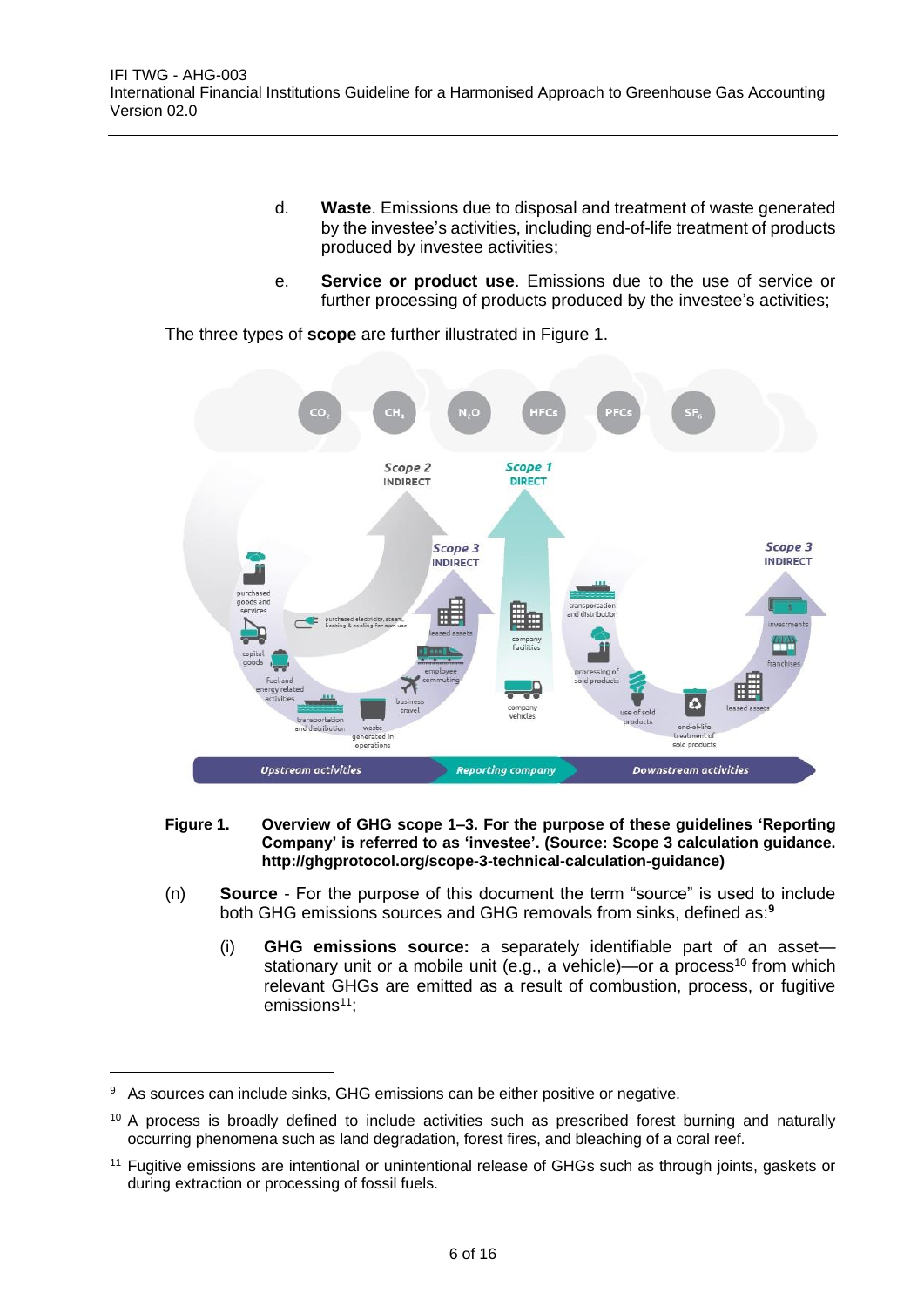d. **Waste**. Emissions due to disposal and treatment of waste generated by the investee's activities, including end-of-life treatment of products produced by investee activities;

e. **Service or product use**. Emissions due to the use of service or further processing of products produced by the investee's activities;

The three types of **scope** are further illustrated in Figure 1.

**Figure 1. Overview of GHG scope 1–3. For the purpose of these guidelines 'Reporting Company' is referred to as 'investee'. (Source: Scope 3 calculation guidance. http://ghgprotocol.org/scope-3-technical-calculation-guidance)**

(n) **Source** - For the purpose of this document the term "source" is used to include both GHG emissions sources and GHG removals from sinks, defined as:[9]

(i) **GHG emissions source:** a separately identifiable part of an asset—stationary unit or a mobile unit (e.g., a vehicle)—or a process[10] from which relevant GHGs are emitted as a result of combustion, process, or fugitive emissions[11];

---

[9] As sources can include sinks, GHG emissions can be either positive or negative.

[10] A process is broadly defined to include activities such as prescribed forest burning and naturally occurring phenomena such as land degradation, forest fires, and bleaching of a coral reef.

[11] Fugitive emissions are intentional or unintentional release of GHGs such as through joints, gaskets or during extraction or processing of fossil fuels.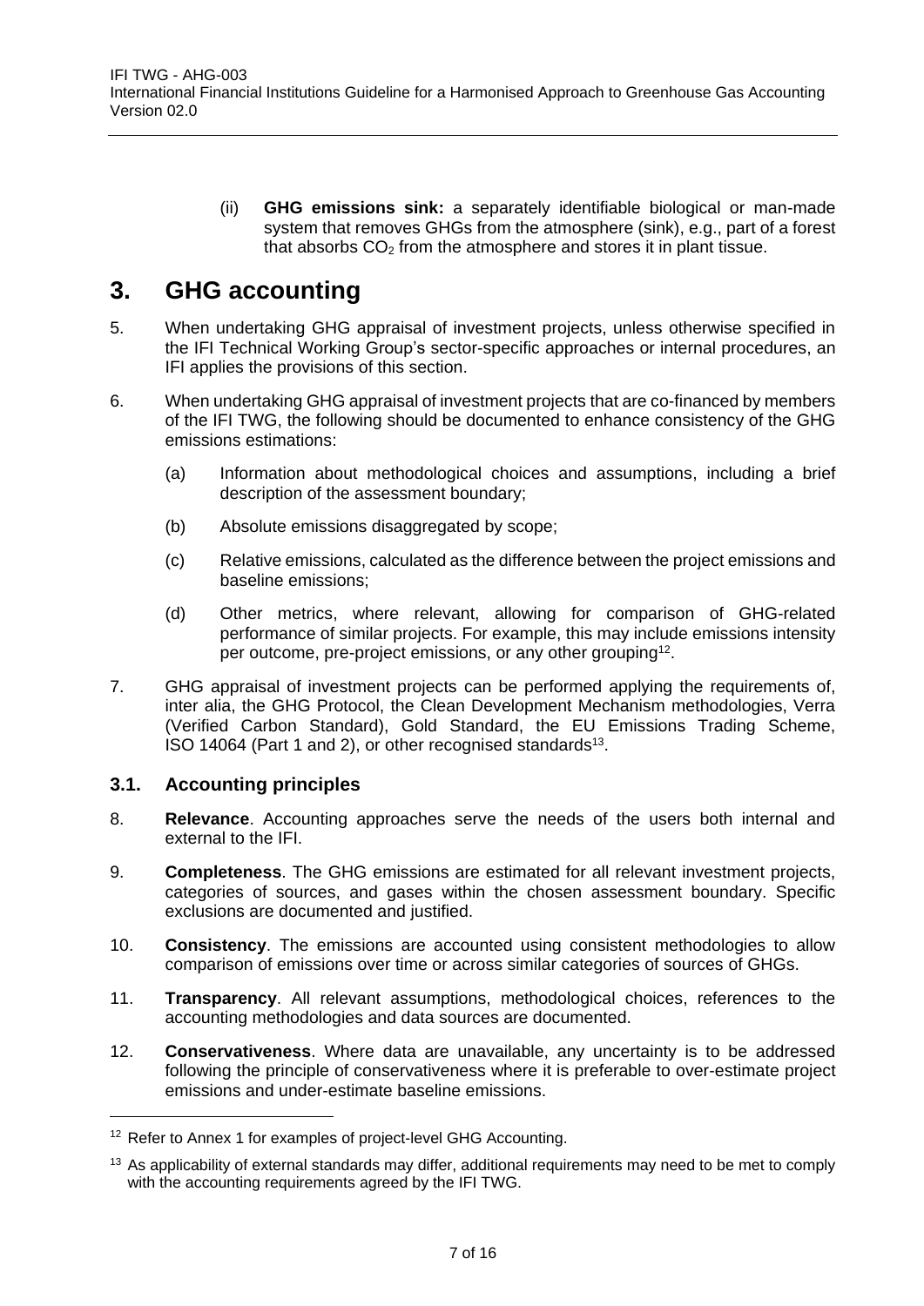(ii) **GHG emissions sink:** a separately identifiable biological or man-made system that removes GHGs from the atmosphere (sink), e.g., part of a forest that absorbs $CO_2$ from the atmosphere and stores it in plant tissue.

# 3. GHG accounting

5. When undertaking GHG appraisal of investment projects, unless otherwise specified in the IFI Technical Working Group's sector-specific approaches or internal procedures, an IFI applies the provisions of this section.

6. When undertaking GHG appraisal of investment projects that are co-financed by members of the IFI TWG, the following should be documented to enhance consistency of the GHG emissions estimations:

   (a) Information about methodological choices and assumptions, including a brief description of the assessment boundary;

   (b) Absolute emissions disaggregated by scope;

   (c) Relative emissions, calculated as the difference between the project emissions and baseline emissions;

   (d) Other metrics, where relevant, allowing for comparison of GHG-related performance of similar projects. For example, this may include emissions intensity per outcome, pre-project emissions, or any other grouping[12].

7. GHG appraisal of investment projects can be performed applying the requirements of, inter alia, the GHG Protocol, the Clean Development Mechanism methodologies, Verra (Verified Carbon Standard), Gold Standard, the EU Emissions Trading Scheme, ISO 14064 (Part 1 and 2), or other recognised standards[13].

## 3.1. Accounting principles

8. **Relevance**. Accounting approaches serve the needs of the users both internal and external to the IFI.

9. **Completeness**. The GHG emissions are estimated for all relevant investment projects, categories of sources, and gases within the chosen assessment boundary. Specific exclusions are documented and justified.

10. **Consistency**. The emissions are accounted using consistent methodologies to allow comparison of emissions over time or across similar categories of sources of GHGs.

11. **Transparency**. All relevant assumptions, methodological choices, references to the accounting methodologies and data sources are documented.

12. **Conservativeness**. Where data are unavailable, any uncertainty is to be addressed following the principle of conservativeness where it is preferable to over-estimate project emissions and under-estimate baseline emissions.

---

[12] Refer to Annex 1 for examples of project-level GHG Accounting.

[13] As applicability of external standards may differ, additional requirements may need to be met to comply with the accounting requirements agreed by the IFI TWG.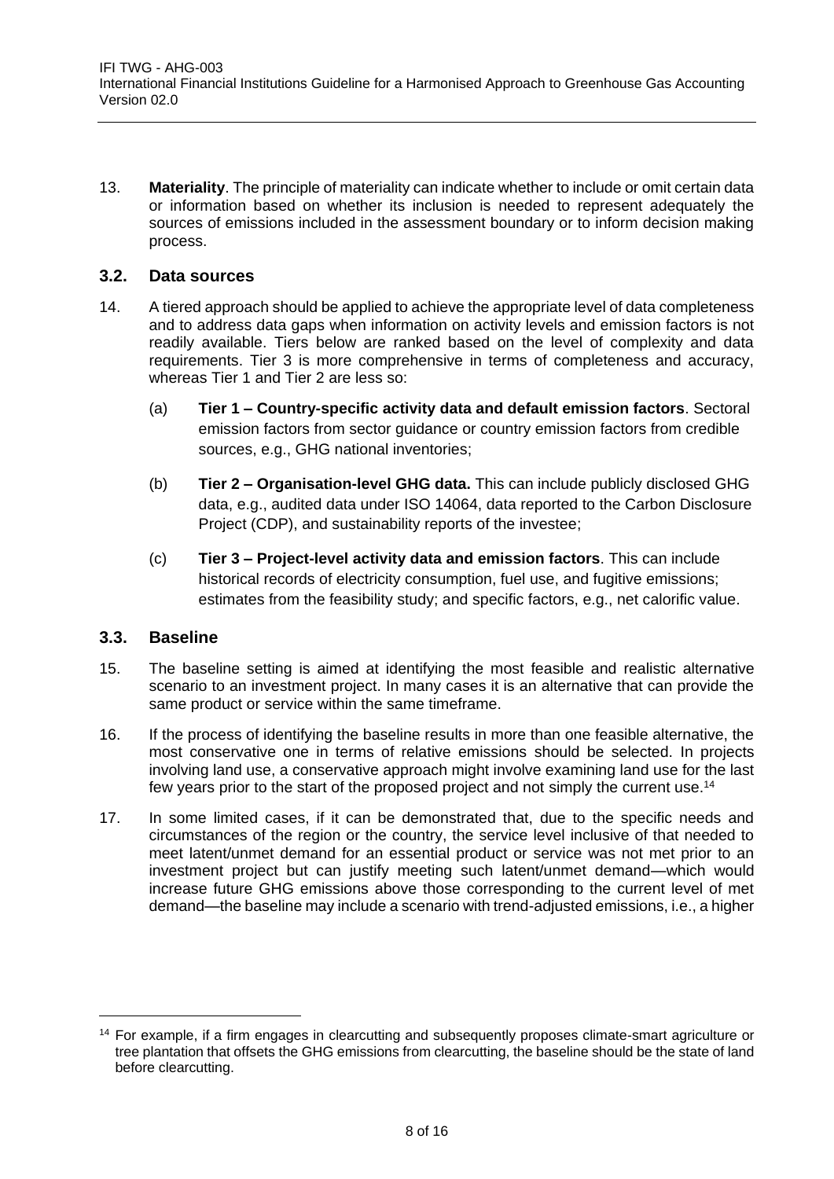13. **Materiality**. The principle of materiality can indicate whether to include or omit certain data or information based on whether its inclusion is needed to represent adequately the sources of emissions included in the assessment boundary or to inform decision making process.

## 3.2. Data sources

14. A tiered approach should be applied to achieve the appropriate level of data completeness and to address data gaps when information on activity levels and emission factors is not readily available. Tiers below are ranked based on the level of complexity and data requirements. Tier 3 is more comprehensive in terms of completeness and accuracy, whereas Tier 1 and Tier 2 are less so:

    (a) **Tier 1 – Country-specific activity data and default emission factors**. Sectoral emission factors from sector guidance or country emission factors from credible sources, e.g., GHG national inventories;

    (b) **Tier 2 – Organisation-level GHG data.** This can include publicly disclosed GHG data, e.g., audited data under ISO 14064, data reported to the Carbon Disclosure Project (CDP), and sustainability reports of the investee;

    (c) **Tier 3 – Project-level activity data and emission factors**. This can include historical records of electricity consumption, fuel use, and fugitive emissions; estimates from the feasibility study; and specific factors, e.g., net calorific value.

## 3.3. Baseline

15. The baseline setting is aimed at identifying the most feasible and realistic alternative scenario to an investment project. In many cases it is an alternative that can provide the same product or service within the same timeframe.

16. If the process of identifying the baseline results in more than one feasible alternative, the most conservative one in terms of relative emissions should be selected. In projects involving land use, a conservative approach might involve examining land use for the last few years prior to the start of the proposed project and not simply the current use.[14]

17. In some limited cases, if it can be demonstrated that, due to the specific needs and circumstances of the region or the country, the service level inclusive of that needed to meet latent/unmet demand for an essential product or service was not met prior to an investment project but can justify meeting such latent/unmet demand—which would increase future GHG emissions above those corresponding to the current level of met demand—the baseline may include a scenario with trend-adjusted emissions, i.e., a higher

[14] For example, if a firm engages in clearcutting and subsequently proposes climate-smart agriculture or tree plantation that offsets the GHG emissions from clearcutting, the baseline should be the state of land before clearcutting.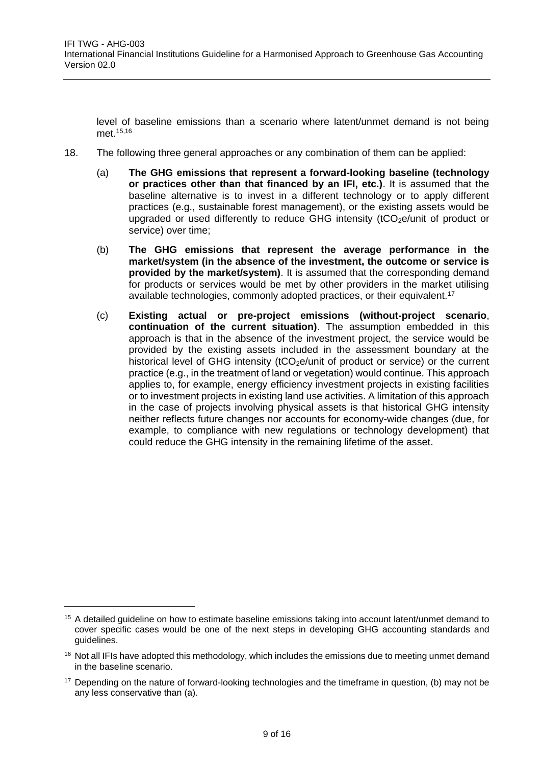level of baseline emissions than a scenario where latent/unmet demand is not being met.[15,16]

18. The following three general approaches or any combination of them can be applied:

    (a) **The GHG emissions that represent a forward-looking baseline (technology or practices other than that financed by an IFI, etc.)**. It is assumed that the baseline alternative is to invest in a different technology or to apply different practices (e.g., sustainable forest management), or the existing assets would be upgraded or used differently to reduce GHG intensity ($tCO_2e$/unit of product or service) over time;

    (b) **The GHG emissions that represent the average performance in the market/system (in the absence of the investment, the outcome or service is provided by the market/system)**. It is assumed that the corresponding demand for products or services would be met by other providers in the market utilising available technologies, commonly adopted practices, or their equivalent.[17]

    (c) **Existing actual or pre-project emissions (without-project scenario**, **continuation of the current situation)**. The assumption embedded in this approach is that in the absence of the investment project, the service would be provided by the existing assets included in the assessment boundary at the historical level of GHG intensity ($tCO_2e$/unit of product or service) or the current practice (e.g., in the treatment of land or vegetation) would continue. This approach applies to, for example, energy efficiency investment projects in existing facilities or to investment projects in existing land use activities. A limitation of this approach in the case of projects involving physical assets is that historical GHG intensity neither reflects future changes nor accounts for economy-wide changes (due, for example, to compliance with new regulations or technology development) that could reduce the GHG intensity in the remaining lifetime of the asset.

---

[15] A detailed guideline on how to estimate baseline emissions taking into account latent/unmet demand to cover specific cases would be one of the next steps in developing GHG accounting standards and guidelines.

[16] Not all IFIs have adopted this methodology, which includes the emissions due to meeting unmet demand in the baseline scenario.

[17] Depending on the nature of forward-looking technologies and the timeframe in question, (b) may not be any less conservative than (a).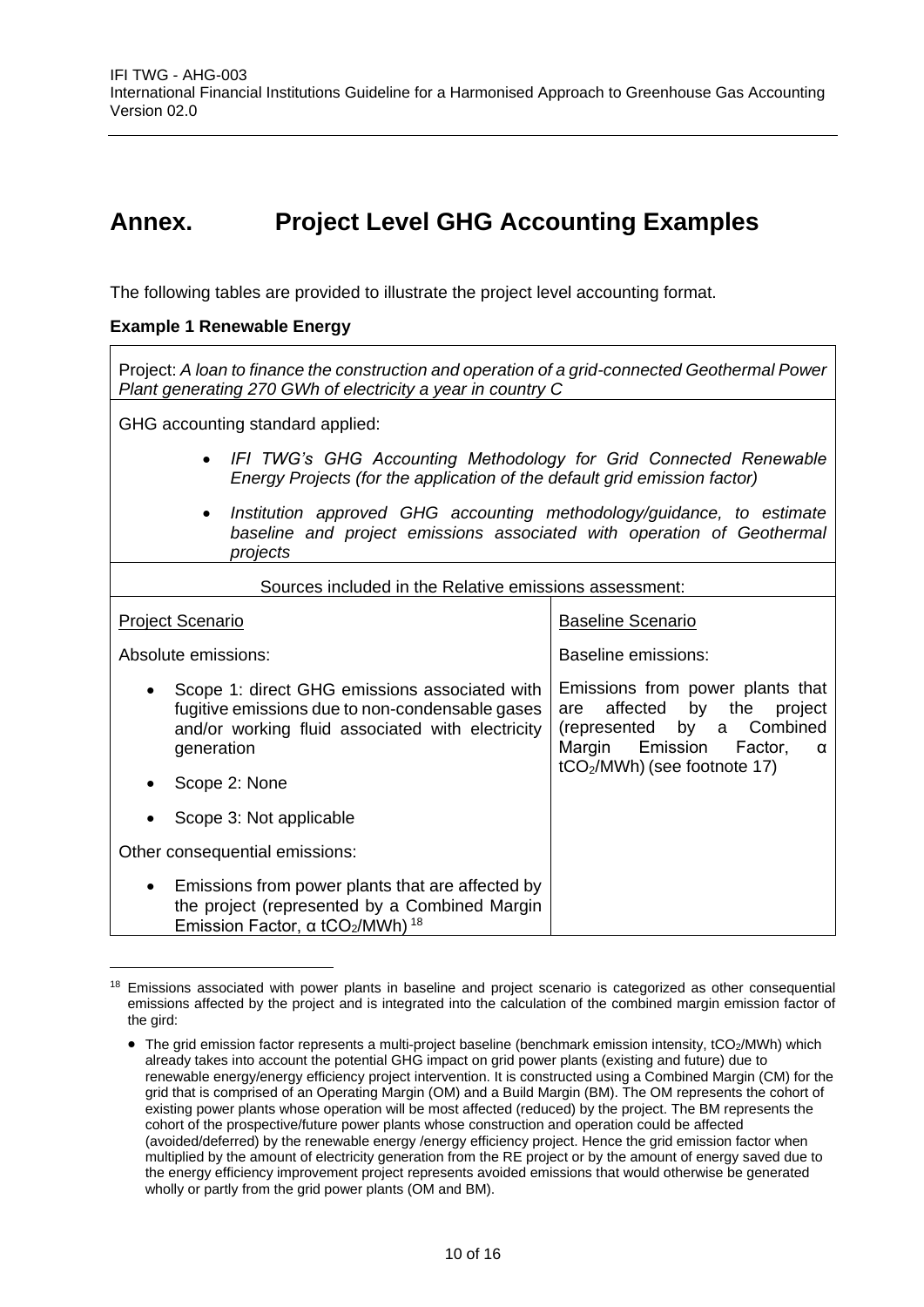# Annex. Project Level GHG Accounting Examples

The following tables are provided to illustrate the project level accounting format.

**Example 1 Renewable Energy**

| Project: *A loan to finance the construction and operation of a grid-connected Geothermal Power Plant generating 270 GWh of electricity a year in country C* | |
|---|---|
| GHG accounting standard applied:<br>• *IFI TWG's GHG Accounting Methodology for Grid Connected Renewable Energy Projects (for the application of the default grid emission factor)*<br>• *Institution approved GHG accounting methodology/guidance, to estimate baseline and project emissions associated with operation of Geothermal projects* | |
| Sources included in the Relative emissions assessment: | |
| Project Scenario<br><br>Absolute emissions:<br>• Scope 1: direct GHG emissions associated with fugitive emissions due to non-condensable gases and/or working fluid associated with electricity generation<br>• Scope 2: None<br>• Scope 3: Not applicable<br><br>Other consequential emissions:<br>• Emissions from power plants that are affected by the project (represented by a Combined Margin Emission Factor, α $tCO_2/MWh$) [18] | Baseline Scenario<br><br>Baseline emissions:<br><br>Emissions from power plants that are affected by the project (represented by a Combined Margin Emission Factor, α $tCO_2/MWh$) (see footnote 17) |

[18] Emissions associated with power plants in baseline and project scenario is categorized as other consequential emissions affected by the project and is integrated into the calculation of the combined margin emission factor of the gird:

- The grid emission factor represents a multi-project baseline (benchmark emission intensity, $tCO_2/MWh$) which already takes into account the potential GHG impact on grid power plants (existing and future) due to renewable energy/energy efficiency project intervention. It is constructed using a Combined Margin (CM) for the grid that is comprised of an Operating Margin (OM) and a Build Margin (BM). The OM represents the cohort of existing power plants whose operation will be most affected (reduced) by the project. The BM represents the cohort of the prospective/future power plants whose construction and operation could be affected (avoided/deferred) by the renewable energy /energy efficiency project. Hence the grid emission factor when multiplied by the amount of electricity generation from the RE project or by the amount of energy saved due to the energy efficiency improvement project represents avoided emissions that would otherwise be generated wholly or partly from the grid power plants (OM and BM).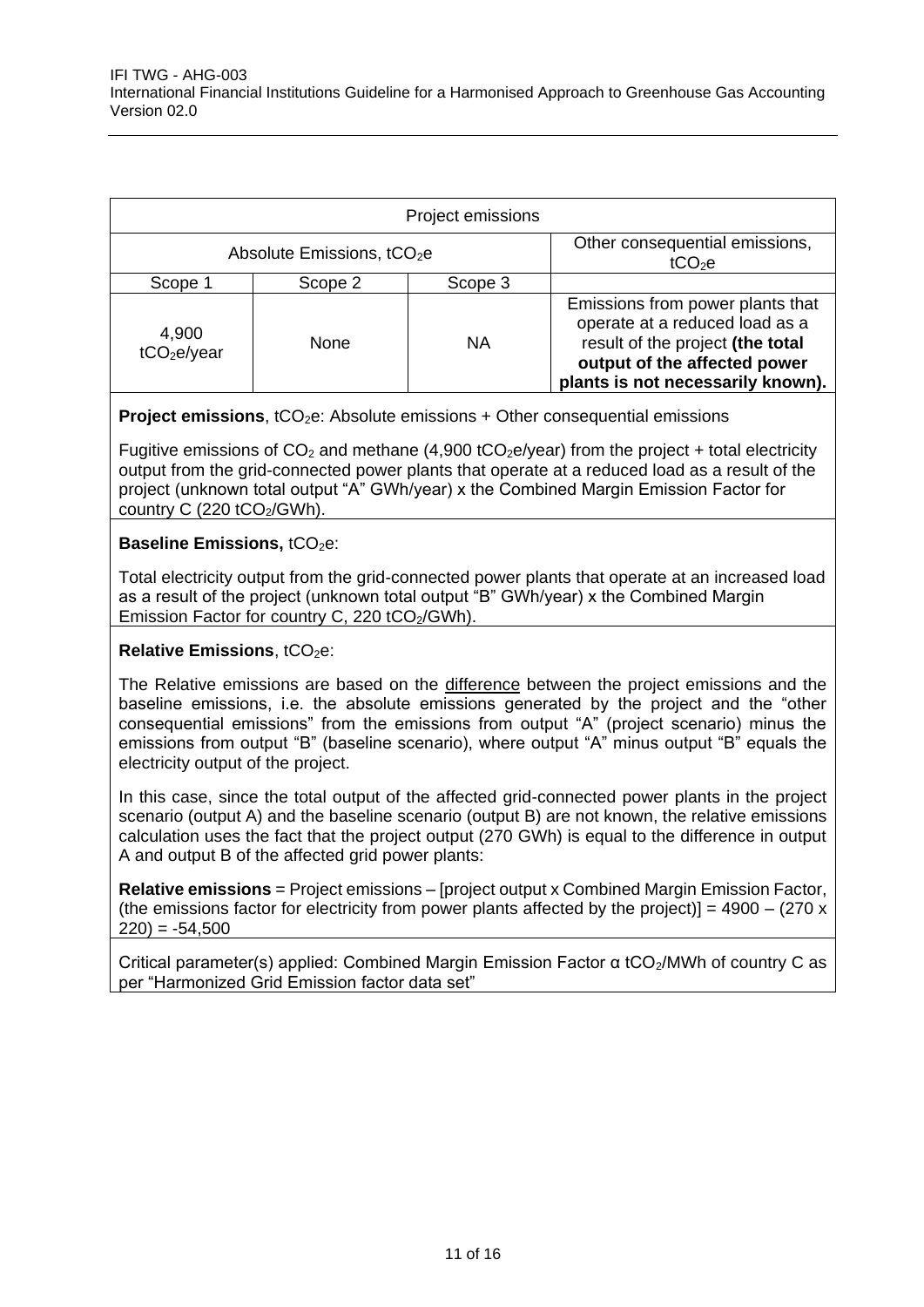| Project emissions | | | |
|---|---|---|---|
| Absolute Emissions, $tCO_2e$ | | | Other consequential emissions, $tCO_2e$ |
| Scope 1 | Scope 2 | Scope 3 | |
| 4,900 $tCO_2e$/year | None | NA | Emissions from power plants that operate at a reduced load as a result of the project **(the total output of the affected power plants is not necessarily known).** |

**Project emissions**, $tCO_2e$: Absolute emissions + Other consequential emissions

Fugitive emissions of $CO_2$ and methane (4,900 $tCO_2e$/year) from the project + total electricity output from the grid-connected power plants that operate at a reduced load as a result of the project (unknown total output "A" GWh/year) x the Combined Margin Emission Factor for country C (220 $tCO_2$/GWh).

**Baseline Emissions,** $tCO_2e$:

Total electricity output from the grid-connected power plants that operate at an increased load as a result of the project (unknown total output "B" GWh/year) x the Combined Margin Emission Factor for country C, 220 $tCO_2$/GWh).

**Relative Emissions**, $tCO_2e$:

The Relative emissions are based on the difference between the project emissions and the baseline emissions, i.e. the absolute emissions generated by the project and the "other consequential emissions" from the emissions from output "A" (project scenario) minus the emissions from output "B" (baseline scenario), where output "A" minus output "B" equals the electricity output of the project.

In this case, since the total output of the affected grid-connected power plants in the project scenario (output A) and the baseline scenario (output B) are not known, the relative emissions calculation uses the fact that the project output (270 GWh) is equal to the difference in output A and output B of the affected grid power plants:

**Relative emissions** = Project emissions – [project output x Combined Margin Emission Factor, (the emissions factor for electricity from power plants affected by the project)] = 4900 – (270 x 220) = -54,500

Critical parameter(s) applied: Combined Margin Emission Factor α $tCO_2$/MWh of country C as per "Harmonized Grid Emission factor data set"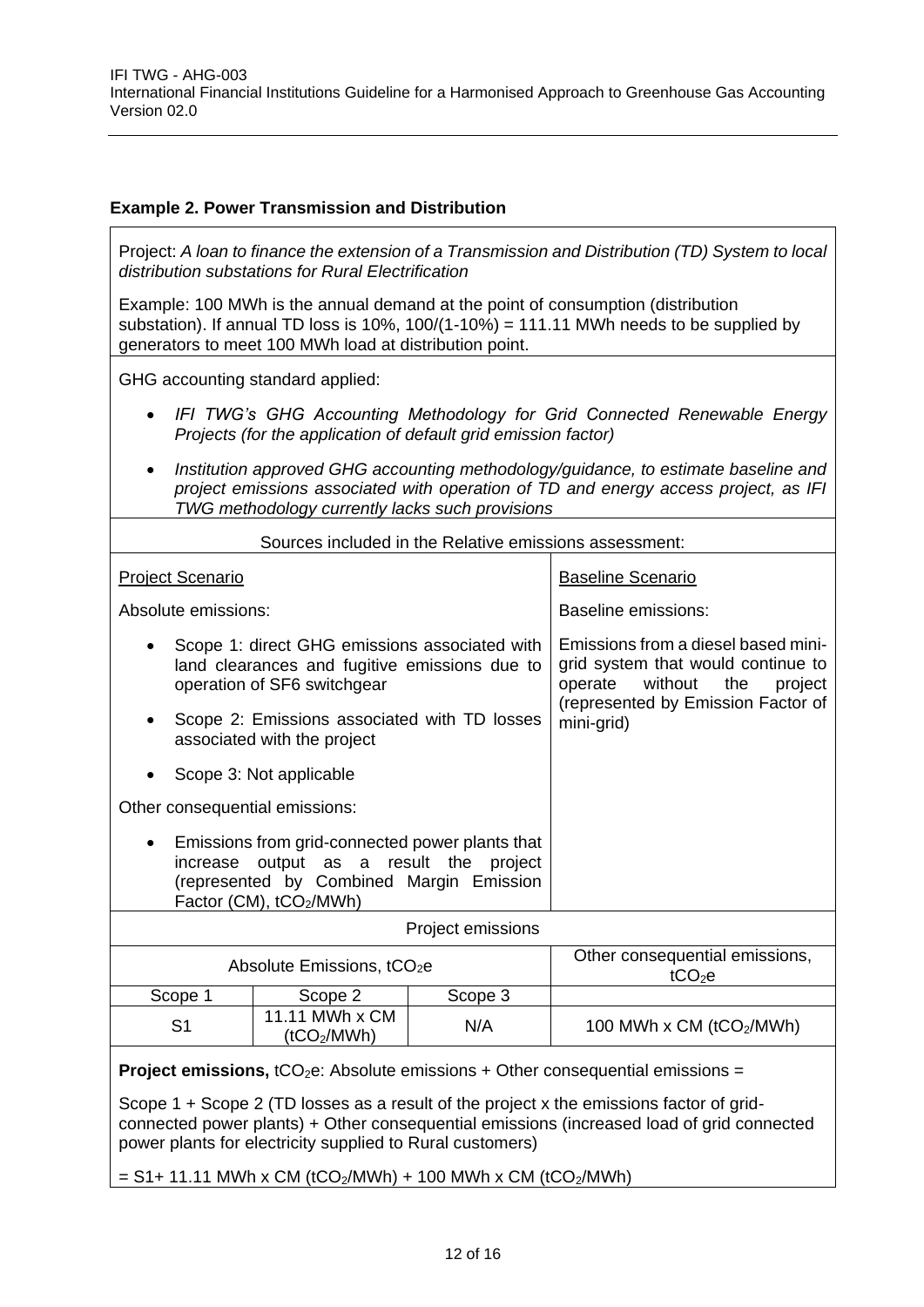**Example 2. Power Transmission and Distribution**

Project: *A loan to finance the extension of a Transmission and Distribution (TD) System to local distribution substations for Rural Electrification*

Example: 100 MWh is the annual demand at the point of consumption (distribution substation). If annual TD loss is 10%, 100/(1-10%) = 111.11 MWh needs to be supplied by generators to meet 100 MWh load at distribution point.

GHG accounting standard applied:

- *IFI TWG's GHG Accounting Methodology for Grid Connected Renewable Energy Projects (for the application of default grid emission factor)*
- *Institution approved GHG accounting methodology/guidance, to estimate baseline and project emissions associated with operation of TD and energy access project, as IFI TWG methodology currently lacks such provisions*

Sources included in the Relative emissions assessment:

| Project Scenario | Baseline Scenario |
|---|---|
| Absolute emissions:<br>• Scope 1: direct GHG emissions associated with land clearances and fugitive emissions due to operation of SF6 switchgear<br>• Scope 2: Emissions associated with TD losses associated with the project<br>• Scope 3: Not applicable<br><br>Other consequential emissions:<br>• Emissions from grid-connected power plants that increase output as a result the project (represented by Combined Margin Emission Factor (CM), $tCO_2/MWh$) | Baseline emissions:<br>Emissions from a diesel based mini-grid system that would continue to operate without the project (represented by Emission Factor of mini-grid) |

Project emissions

| Absolute Emissions, $tCO_2e$ | | | Other consequential emissions, $tCO_2e$ |
|---|---|---|---|
| Scope 1 | Scope 2 | Scope 3 | |
| S1 | 11.11 MWh x CM ($tCO_2/MWh$) | N/A | 100 MWh x CM ($tCO_2/MWh$) |

**Project emissions,** $tCO_2e$: Absolute emissions + Other consequential emissions =

Scope 1 + Scope 2 (TD losses as a result of the project x the emissions factor of grid-connected power plants) + Other consequential emissions (increased load of grid connected power plants for electricity supplied to Rural customers)

= S1+ 11.11 MWh x CM ($tCO_2/MWh$) + 100 MWh x CM ($tCO_2/MWh$)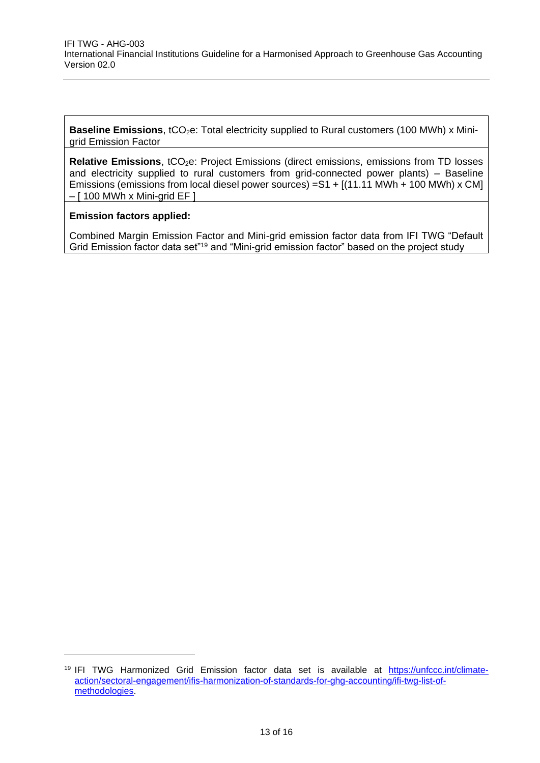| |
|---|
| **Baseline Emissions**, $tCO_2e$: Total electricity supplied to Rural customers (100 MWh) x Mini-grid Emission Factor |
| **Relative Emissions**, $tCO_2e$: Project Emissions (direct emissions, emissions from TD losses and electricity supplied to rural customers from grid-connected power plants) – Baseline Emissions (emissions from local diesel power sources) =S1 + [(11.11 MWh + 100 MWh) x CM] – [ 100 MWh x Mini-grid EF ] |
| **Emission factors applied:**<br><br>Combined Margin Emission Factor and Mini-grid emission factor data from IFI TWG "Default Grid Emission factor data set"[19] and "Mini-grid emission factor" based on the project study |

[19] IFI TWG Harmonized Grid Emission factor data set is available at https://unfccc.int/climate-action/sectoral-engagement/ifis-harmonization-of-standards-for-ghg-accounting/ifi-twg-list-of-methodologies.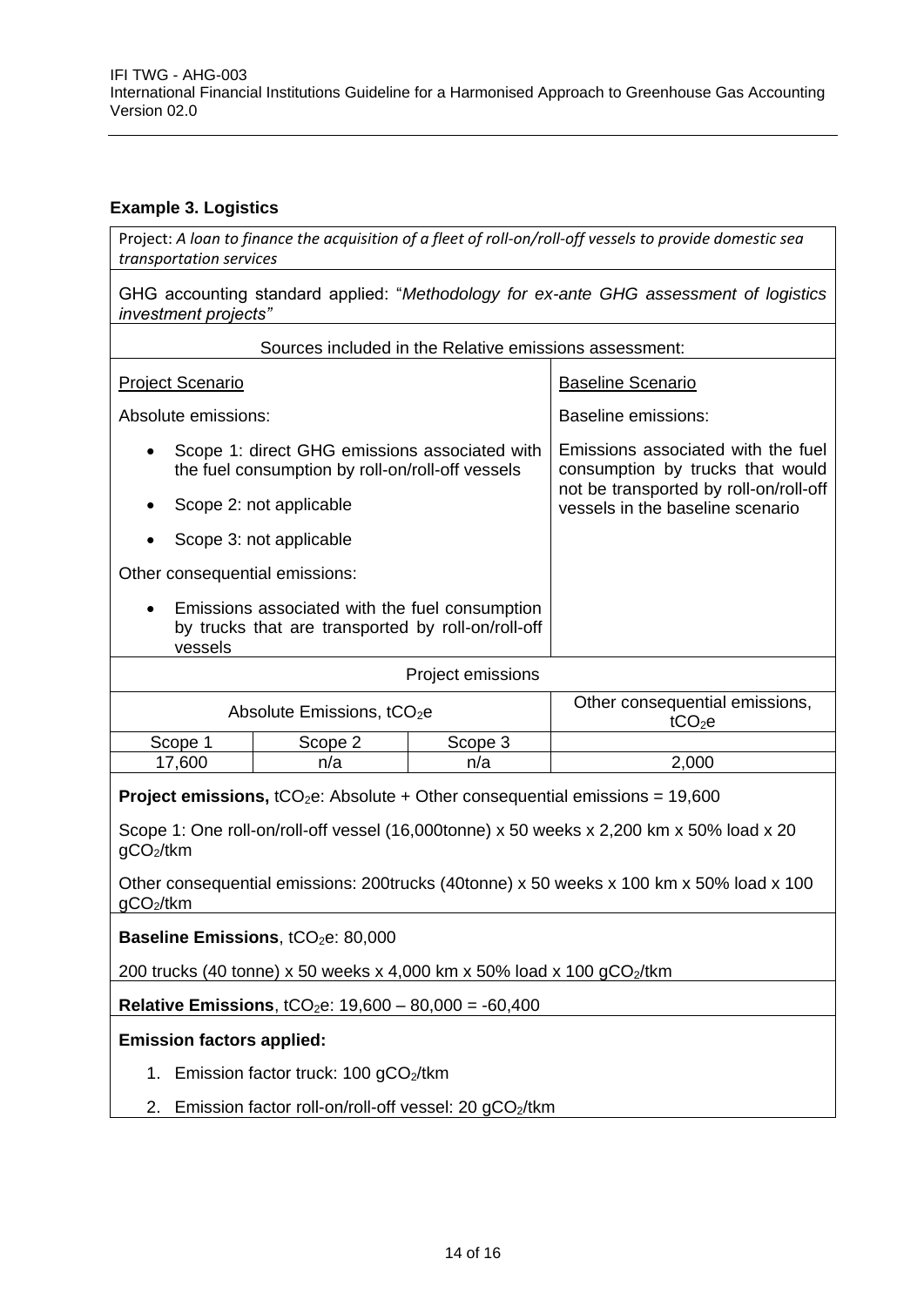### Example 3. Logistics

Project: *A loan to finance the acquisition of a fleet of roll-on/roll-off vessels to provide domestic sea transportation services*

GHG accounting standard applied: "*Methodology for ex-ante GHG assessment of logistics investment projects"*

Sources included in the Relative emissions assessment:

| Project Scenario | Baseline Scenario |
|---|---|
| Absolute emissions:<br>• Scope 1: direct GHG emissions associated with the fuel consumption by roll-on/roll-off vessels<br>• Scope 2: not applicable<br>• Scope 3: not applicable<br>Other consequential emissions:<br>• Emissions associated with the fuel consumption by trucks that are transported by roll-on/roll-off vessels | Baseline emissions:<br>Emissions associated with the fuel consumption by trucks that would not be transported by roll-on/roll-off vessels in the baseline scenario |

Project emissions

| Absolute Emissions, $tCO_2e$ | | | Other consequential emissions, $tCO_2e$ |
|---|---|---|---|
| Scope 1 | Scope 2 | Scope 3 | |
| 17,600 | n/a | n/a | 2,000 |

**Project emissions,** $tCO_2e$: Absolute + Other consequential emissions = 19,600

Scope 1: One roll-on/roll-off vessel (16,000tonne) x 50 weeks x 2,200 km x 50% load x 20 $gCO_2/tkm$

Other consequential emissions: 200trucks (40tonne) x 50 weeks x 100 km x 50% load x 100 $gCO_2/tkm$

**Baseline Emissions**, $tCO_2e$: 80,000

200 trucks (40 tonne) x 50 weeks x 4,000 km x 50% load x 100 $gCO_2/tkm$

**Relative Emissions**, $tCO_2e$: 19,600 – 80,000 = -60,400

**Emission factors applied:**

1. Emission factor truck: 100 $gCO_2/tkm$
2. Emission factor roll-on/roll-off vessel: 20 $gCO_2/tkm$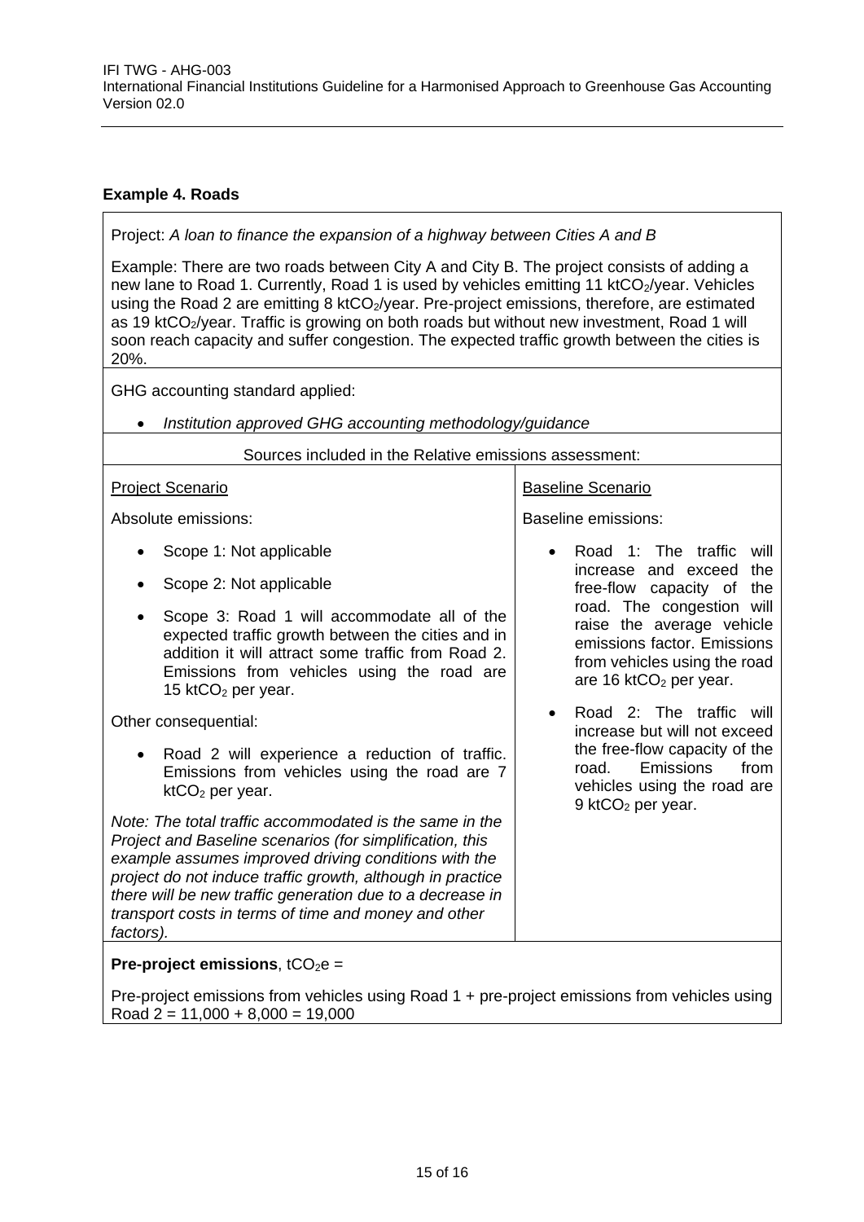### Example 4. Roads

Project: *A loan to finance the expansion of a highway between Cities A and B*

Example: There are two roads between City A and City B. The project consists of adding a new lane to Road 1. Currently, Road 1 is used by vehicles emitting 11 kt$CO_2$/year. Vehicles using the Road 2 are emitting 8 kt$CO_2$/year. Pre-project emissions, therefore, are estimated as 19 kt$CO_2$/year. Traffic is growing on both roads but without new investment, Road 1 will soon reach capacity and suffer congestion. The expected traffic growth between the cities is 20%.

GHG accounting standard applied:

- *Institution approved GHG accounting methodology/guidance*

Sources included in the Relative emissions assessment:

| Project Scenario | Baseline Scenario |
|---|---|
| Absolute emissions:<br><br>• Scope 1: Not applicable<br>• Scope 2: Not applicable<br>• Scope 3: Road 1 will accommodate all of the expected traffic growth between the cities and in addition it will attract some traffic from Road 2. Emissions from vehicles using the road are 15 kt$CO_2$ per year.<br><br>Other consequential:<br><br>• Road 2 will experience a reduction of traffic. Emissions from vehicles using the road are 7 kt$CO_2$ per year.<br><br>*Note: The total traffic accommodated is the same in the Project and Baseline scenarios (for simplification, this example assumes improved driving conditions with the project do not induce traffic growth, although in practice there will be new traffic generation due to a decrease in transport costs in terms of time and money and other factors).* | Baseline emissions:<br><br>• Road 1: The traffic will increase and exceed the free-flow capacity of the road. The congestion will raise the average vehicle emissions factor. Emissions from vehicles using the road are 16 kt$CO_2$ per year.<br>• Road 2: The traffic will increase but will not exceed the free-flow capacity of the road. Emissions from vehicles using the road are 9 kt$CO_2$ per year. |

**Pre-project emissions**, t$CO_2$e =

Pre-project emissions from vehicles using Road 1 + pre-project emissions from vehicles using Road 2 = 11,000 + 8,000 = 19,000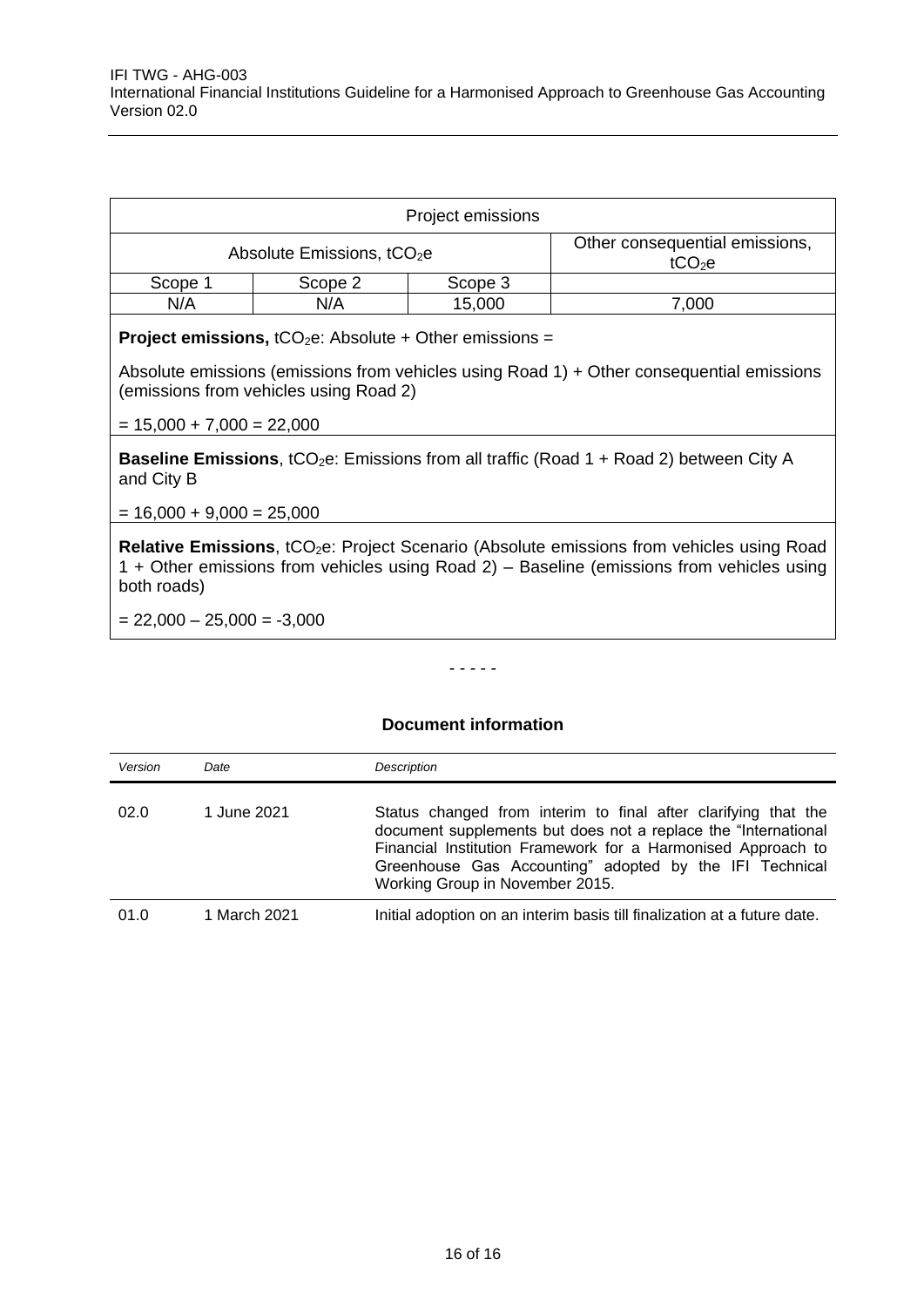| Project emissions | | | |
|---|---|---|---|
| Absolute Emissions, $tCO_2e$ | | | Other consequential emissions, $tCO_2e$ |
| Scope 1 | Scope 2 | Scope 3 | |
| N/A | N/A | 15,000 | 7,000 |

**Project emissions,** $tCO_2e$: Absolute + Other emissions =

Absolute emissions (emissions from vehicles using Road 1) + Other consequential emissions (emissions from vehicles using Road 2)

= 15,000 + 7,000 = 22,000

**Baseline Emissions**, $tCO_2e$: Emissions from all traffic (Road 1 + Road 2) between City A and City B

= 16,000 + 9,000 = 25,000

**Relative Emissions**, $tCO_2e$: Project Scenario (Absolute emissions from vehicles using Road 1 + Other emissions from vehicles using Road 2) – Baseline (emissions from vehicles using both roads)

= 22,000 – 25,000 = -3,000

- - - - -

### Document information

| *Version* | *Date* | *Description* |
|---|---|---|
| 02.0 | 1 June 2021 | Status changed from interim to final after clarifying that the document supplements but does not a replace the "International Financial Institution Framework for a Harmonised Approach to Greenhouse Gas Accounting" adopted by the IFI Technical Working Group in November 2015. |
| 01.0 | 1 March 2021 | Initial adoption on an interim basis till finalization at a future date. |